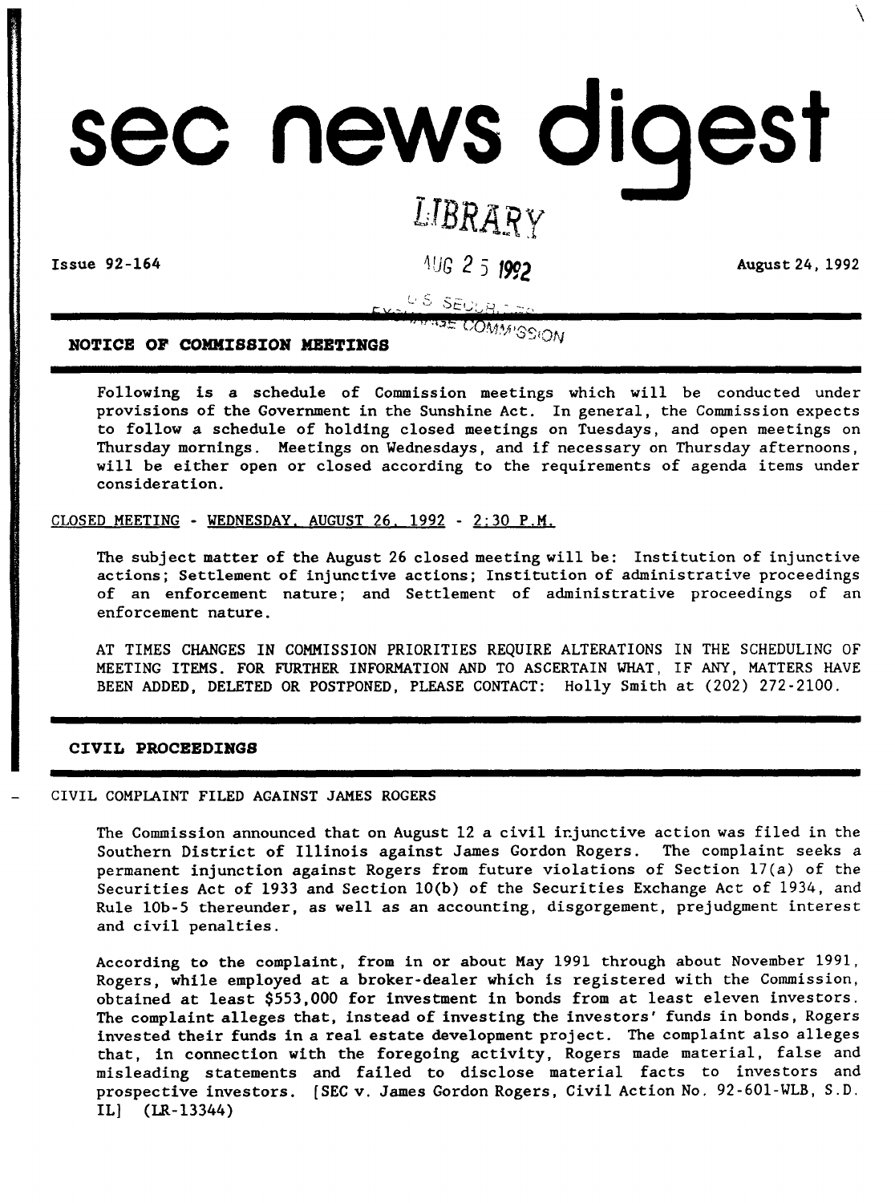# sec news digest

Issue 92-164 August 24, 1992

## NOTICE OF COMMISSION MEETINGS

Following is a schedule of Commission meetings which will be conducted under provisions of the Government in the Sunshine Act. In general, the Commission expects to follow a schedule of holding closed meetings on Tuesdays, and open meetings on Thursday mornings. Meetings on Wednesdays, and if necessary on Thursday afternoons, will be either open or closed according to the requirements of agenda items under consideration.

CLOSED MEETING - WEDNESDAY, AUGUST 26, 1992 - 2:30 P.M.

The subject matter of the August 26 closed meeting will be: Institution of injunctive actions; Settlement of injunctive actions; Institution of administrative proceedings of an enforcement nature; and Settlement of administrative proceedings of an enforcement nature.

AT TIMES CHANGES IN COMMISSION PRIORITIES REQUIRE ALTERATIONS IN THE SCHEDULING OF MEETING ITEMS. FOR FURTHER INFORMATION AND TO ASCERTAIN WHAT, IF ANY, MATTERS HAVE BEEN ADDED, DELETED OR POSTPONED, PLEASE CONTACT: Holly Smith at (202) 272-2100.

## CIVIL PROCEEDINGS

CIVIL COMPLAINT FILED AGAINST JAMES ROGERS

The Commission announced that on August 12 a civil injunctive action was filed in the Southern District of Illinois against James Gordon Rogers. The complaint seeks a permanent injunction against Rogers from future violations of Section 17(a) of the Securities Act of 1933 and Section 10(b) of the Securities Exchange Act of 1934, and Rule 10b-5 thereunder, as well as an accounting, disgorgement, prejudgment interest and civil penalties.

According to the complaint, from in or about May 1991 through about November 1991, Rogers, while employed at a broker-dealer which is registered with the Commission, obtained at least $553,000 for investment in bonds from at least eleven investors. The complaint alleges that, instead of investing the investors' funds in bonds, Rogers invested their funds in a real estate development project. The complaint also alleges that, in connection with the foregoing activity, Rogers made material, false and misleading statements and failed to disclose material facts to investors and prospective investors. [SEC v. James Gordon Rogers, Civil Action No. 92-601-WLB, S.D. IL] (LR-13344)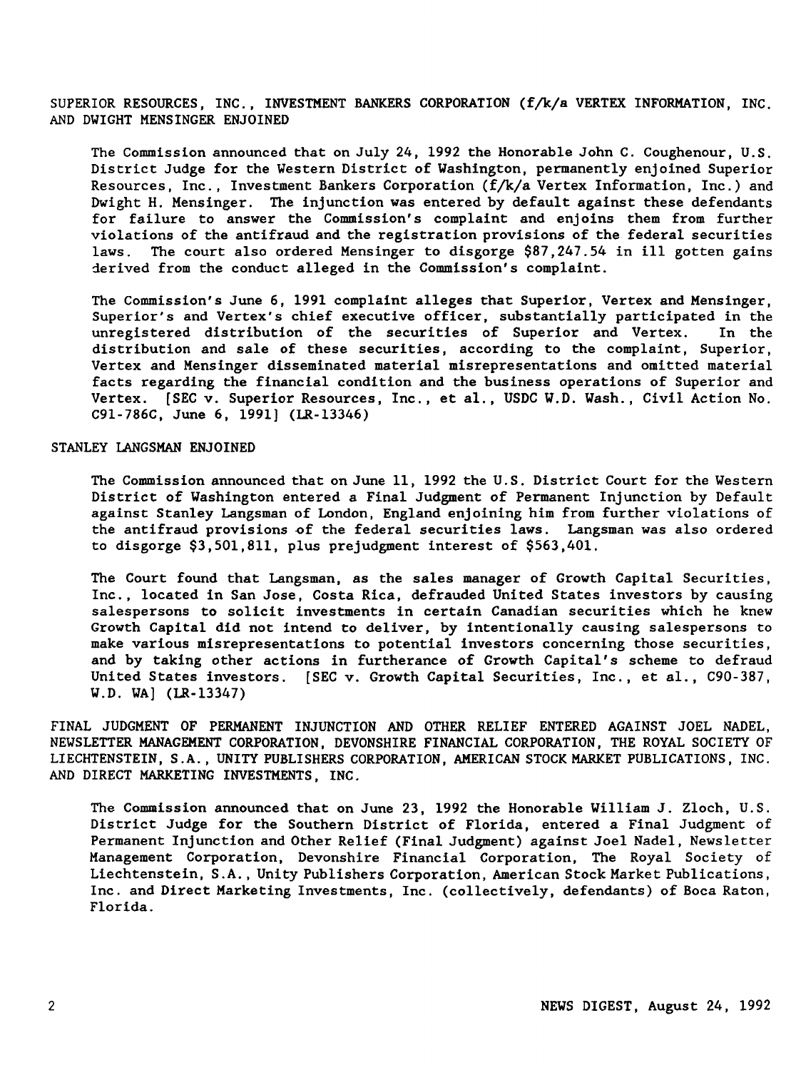## SUPERIOR RESOURCES, INC., INVESTMENT BANKERS CORPORATION (f/k/a VERTEX INFORMATION, INC. AND DWIGHT MENSINGER ENJOINED

The Commission announced that on July 24, 1992 the Honorable John C. Coughenour, U.S. District Judge for the Western District of Washington, permanently enjoined Superior Resources, Inc., Investment Bankers Corporation (f/k/a Vertex Information, Inc.) and Dwight H. Mensinger. The injunction was entered by default against these defendants for failure to answer the Commission's complaint and enjoins them from further violations of the antifraud and the registration provisions of the federal securities laws. The court also ordered Mensinger to disgorge $87,247.54 in ill gotten gains derived from the conduct alleged in the Commission's complaint.

The Commission's June 6, 1991 complaint alleges that Superior, Vertex and Mensinger, Superior's and Vertex's chief executive officer, substantially participated in the unregistered distribution of the securities of Superior and Vertex. In the distribution and sale of these securities, according to the complaint, Superior, Vertex and Mensinger disseminated material misrepresentations and omitted material facts regarding the financial condition and the business operations of Superior and Vertex. [SEC v. Superior Resources, Inc., et al., USDC W.D. Wash., Civil Action No. C91-786C, June 6, 1991] (LR-13346)

## STANLEY LANGSMAN ENJOINED

The Commission announced that on June 11, 1992 the U.S. District Court for the Western District of Washington entered a Final Judgment of Permanent Injunction by Default against Stanley Langsman of London, England enjoining him from further violations of the antifraud provisions of the federal securities laws. Langsman was also ordered to disgorge $3,501,811, plus prejudgment interest of $563,401.

The Court found that Langsman, as the sales manager of Growth Capital Securities, Inc., located in San Jose, Costa Rica, defrauded United States investors by causing salespersons to solicit investments in certain Canadian securities which he knew Growth Capital did not intend to deliver, by intentionally causing salespersons to make various misrepresentations to potential investors concerning those securities, and by taking other actions in furtherance of Growth Capital's scheme to defraud United States investors. [SEC v. Growth Capital Securities, Inc., et al., C90-387, W.D. WA] (LR-13347)

## FINAL JUDGMENT OF PERMANENT INJUNCTION AND OTHER RELIEF ENTERED AGAINST JOEL NADEL, NEWSLETTER MANAGEMENT CORPORATION, DEVONSHIRE FINANCIAL CORPORATION, THE ROYAL SOCIETY OF LIECHTENSTEIN, S.A., UNITY PUBLISHERS CORPORATION, AMERICAN STOCK MARKET PUBLICATIONS, INC. AND DIRECT MARKETING INVESTMENTS, INC.

The Commission announced that on June 23, 1992 the Honorable William J. Zloch, U.S. District Judge for the Southern District of Florida, entered a Final Judgment of Permanent Injunction and Other Relief (Final Judgment) against Joel Nadel, Newsletter Management Corporation, Devonshire Financial Corporation, The Royal Society of Liechtenstein, S.A., Unity Publishers Corporation, American Stock Market Publications, Inc. and Direct Marketing Investments, Inc. (collectively, defendants) of Boca Raton, Florida.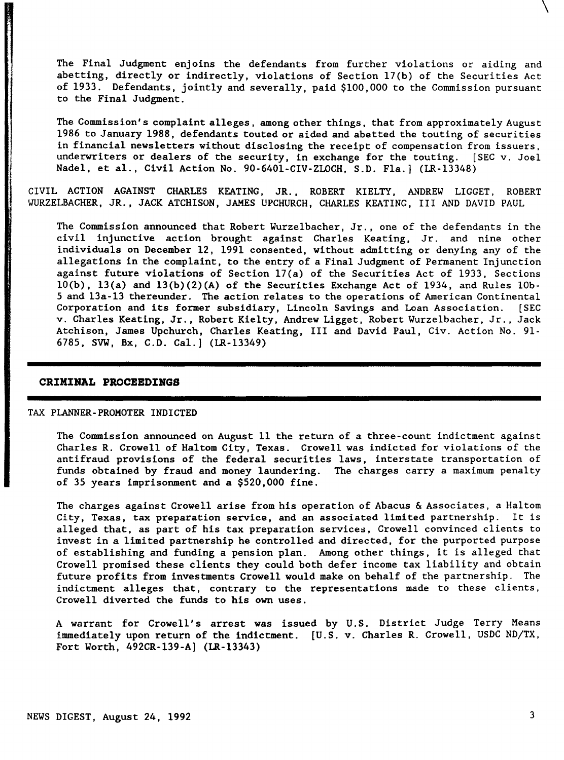The Final Judgment enjoins the defendants from further violations or aiding and abetting, directly or indirectly, violations of Section 17(b) of the Securities Act of 1933. Defendants, jointly and severally, paid $100,000 to the Commission pursuant to the Final Judgment.

The Commission's complaint alleges, among other things, that from approximately August 1986 to January 1988, defendants touted or aided and abetted the touting of securities in financial newsletters without disclosing the receipt of compensation from issuers, underwriters or dealers of the security, in exchange for the touting. [SEC v. Joel Nadel, et al., Civil Action No. 90-6401-CIV-ZLOCH, S.D. Fla.] (LR-13348)

CIVIL ACTION AGAINST CHARLES KEATING, JR., ROBERT KIELTY, ANDREW LIGGET, ROBERT WURZELBACHER, JR., JACK ATCHISON, JAMES UPCHURCH, CHARLES KEATING, III AND DAVID PAUL

The Commission announced that Robert Wurzelbacher, Jr., one of the defendants in the civil injunctive action brought against Charles Keating, Jr. and nine other individuals on December 12, 1991 consented, without admitting or denying any of the allegations in the complaint, to the entry of a Final Judgment of Permanent Injunction against future violations of Section 17(a) of the Securities Act of 1933, Sections 10(b), 13(a) and 13(b)(2)(A) of the Securities Exchange Act of 1934, and Rules 10b-5 and 13a-13 thereunder. The action relates to the operations of American Continental Corporation and its former subsidiary, Lincoln Savings and Loan Association. [SEC v. Charles Keating, Jr., Robert Kielty, Andrew Ligget, Robert Wurzelbacher, Jr., Jack Atchison, James Upchurch, Charles Keating, III and David Paul, Civ. Action No. 91-6785, SVW, Bx, C.D. Cal.] (LR-13349)

## CRIMINAL PROCEEDINGS

TAX PLANNER-PROMOTER INDICTED

The Commission announced on August 11 the return of a three-count indictment against Charles R. Crowell of Haltom City, Texas. Crowell was indicted for violations of the antifraud provisions of the federal securities laws, interstate transportation of funds obtained by fraud and money laundering. The charges carry a maximum penalty of 35 years imprisonment and a $520,000 fine.

The charges against Crowell arise from his operation of Abacus & Associates, a Haltom City, Texas, tax preparation service, and an associated limited partnership. It is alleged that, as part of his tax preparation services, Crowell convinced clients to invest in a limited partnership he controlled and directed, for the purported purpose of establishing and funding a pension plan. Among other things, it is alleged that Crowell promised these clients they could both defer income tax liability and obtain future profits from investments Crowell would make on behalf of the partnership. The indictment alleges that, contrary to the representations made to these clients, Crowell diverted the funds to his own uses.

A warrant for Crowell's arrest was issued by U.S. District Judge Terry Means immediately upon return of the indictment. [U.S. v. Charles R. Crowell, USDC ND/TX, Fort Worth, 492CR-139-A] (LR-13343)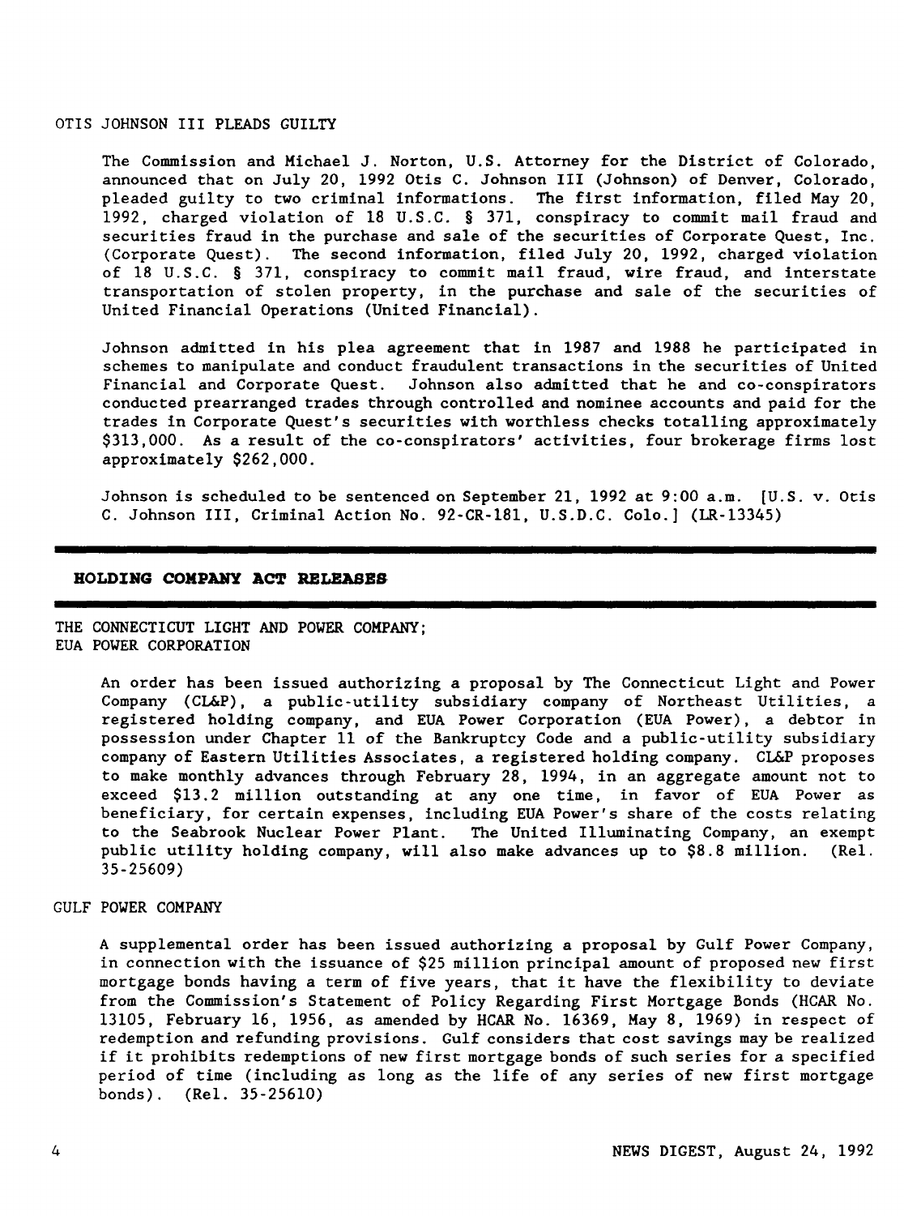OTIS JOHNSON III PLEADS GUILTY

The Commission and Michael J. Norton, U.S. Attorney for the District of Colorado, announced that on July 20, 1992 Otis C. Johnson III (Johnson) of Denver, Colorado, pleaded guilty to two criminal informations. The first information, filed May 20, 1992, charged violation of 18 U.S.C. § 371, conspiracy to commit mail fraud and securities fraud in the purchase and sale of the securities of Corporate Quest, Inc. (Corporate Quest). The second information, filed July 20, 1992, charged violation of 18 U.S.C. § 371, conspiracy to commit mail fraud, wire fraud, and interstate transportation of stolen property, in the purchase and sale of the securities of United Financial Operations (United Financial).

Johnson admitted in his plea agreement that in 1987 and 1988 he participated in schemes to manipulate and conduct fraudulent transactions in the securities of United Financial and Corporate Quest. Johnson also admitted that he and co-conspirators conducted prearranged trades through controlled and nominee accounts and paid for the trades in Corporate Quest's securities with worthless checks totalling approximately $313,000. As a result of the co-conspirators' activities, four brokerage firms lost approximately $262,000.

Johnson is scheduled to be sentenced on September 21, 1992 at 9:00 a.m. [U.S. v. Otis C. Johnson III, Criminal Action No. 92-CR-181, U.S.D.C. Colo.] (LR-13345)

## HOLDING COMPANY ACT RELEASES

THE CONNECTICUT LIGHT AND POWER COMPANY;
EUA POWER CORPORATION

An order has been issued authorizing a proposal by The Connecticut Light and Power Company (CL&P), a public-utility subsidiary company of Northeast Utilities, a registered holding company, and EUA Power Corporation (EUA Power), a debtor in possession under Chapter 11 of the Bankruptcy Code and a public-utility subsidiary company of Eastern Utilities Associates, a registered holding company. CL&P proposes to make monthly advances through February 28, 1994, in an aggregate amount not to exceed $13.2 million outstanding at any one time, in favor of EUA Power as beneficiary, for certain expenses, including EUA Power's share of the costs relating to the Seabrook Nuclear Power Plant. The United Illuminating Company, an exempt public utility holding company, will also make advances up to $8.8 million. (Rel. 35-25609)

GULF POWER COMPANY

A supplemental order has been issued authorizing a proposal by Gulf Power Company, in connection with the issuance of $25 million principal amount of proposed new first mortgage bonds having a term of five years, that it have the flexibility to deviate from the Commission's Statement of Policy Regarding First Mortgage Bonds (HCAR No. 13105, February 16, 1956, as amended by HCAR No. 16369, May 8, 1969) in respect of redemption and refunding provisions. Gulf considers that cost savings may be realized if it prohibits redemptions of new first mortgage bonds of such series for a specified period of time (including as long as the life of any series of new first mortgage bonds). (Rel. 35-25610)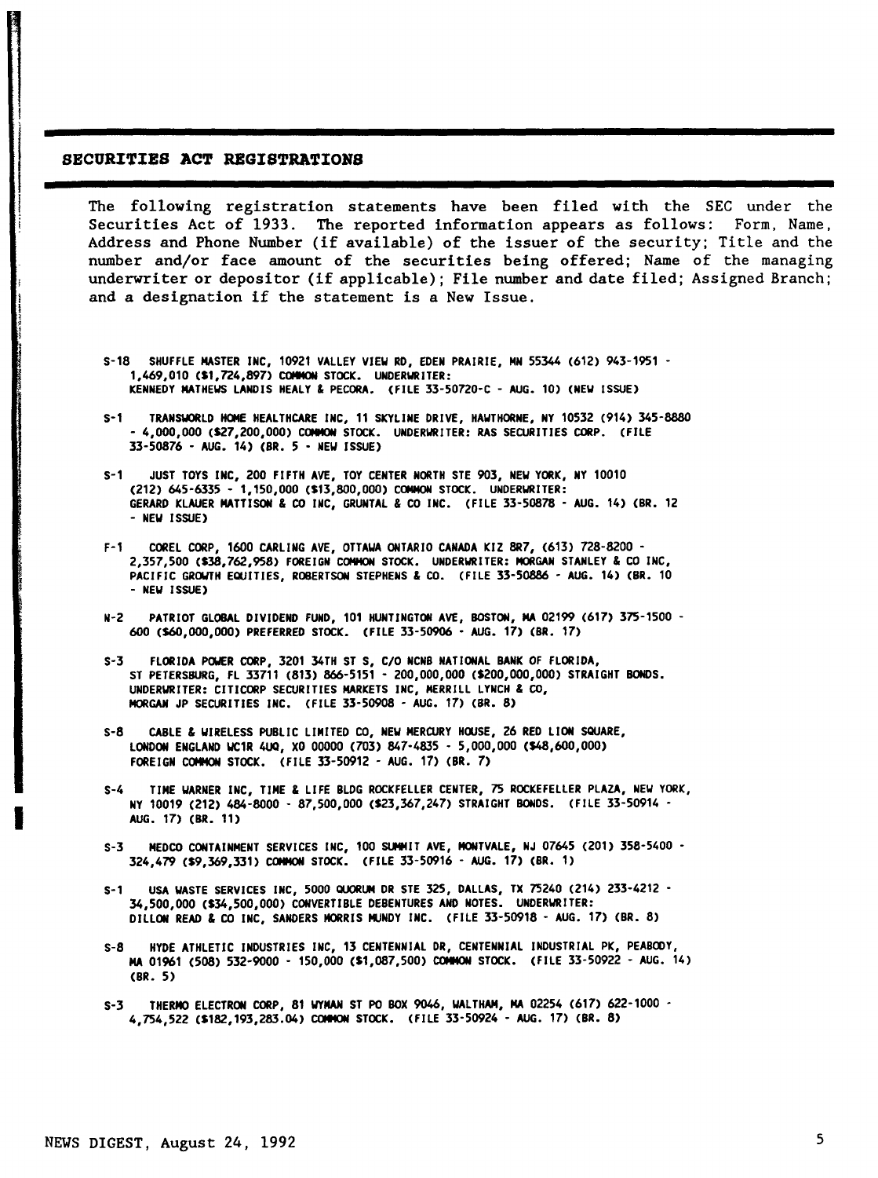## SECURITIES ACT REGISTRATIONS

The following registration statements have been filed with the SEC under the Securities Act of 1933. The reported information appears as follows: Form, Name, Address and Phone Number (if available) of the issuer of the security; Title and the number and/or face amount of the securities being offered; Name of the managing underwriter or depositor (if applicable); File number and date filed; Assigned Branch; and a designation if the statement is a New Issue.

S-18 SHUFFLE MASTER INC, 10921 VALLEY VIEW RD, EDEN PRAIRIE, MN 55344 (612) 943-1951 - 1,469,010 ($1,724,897) COMMON STOCK. UNDERWRITER: KENNEDY MATHEWS LANDIS HEALY & PECORA. (FILE 33-50720-C - AUG. 10) (NEW ISSUE)

S-1 TRANSWORLD HOME HEALTHCARE INC, 11 SKYLINE DRIVE, HAWTHORNE, NY 10532 (914) 345-8880 - 4,000,000 ($27,200,000) COMMON STOCK. UNDERWRITER: RAS SECURITIES CORP. (FILE 33-50876 - AUG. 14) (BR. 5 - NEW ISSUE)

S-1 JUST TOYS INC, 200 FIFTH AVE, TOY CENTER NORTH STE 903, NEW YORK, NY 10010 (212) 645-6335 - 1,150,000 ($13,800,000) COMMON STOCK. UNDERWRITER: GERARD KLAUER MATTISON & CO INC, GRUNTAL & CO INC. (FILE 33-50878 - AUG. 14) (BR. 12 - NEW ISSUE)

F-1 COREL CORP, 1600 CARLING AVE, OTTAWA ONTARIO CANADA K1Z 8R7, (613) 728-8200 - 2,357,500 ($38,762,958) FOREIGN COMMON STOCK. UNDERWRITER: MORGAN STANLEY & CO INC, PACIFIC GROWTH EQUITIES, ROBERTSON STEPHENS & CO. (FILE 33-50886 - AUG. 14) (BR. 10 - NEW ISSUE)

N-2 PATRIOT GLOBAL DIVIDEND FUND, 101 HUNTINGTON AVE, BOSTON, MA 02199 (617) 375-1500 - 600 ($60,000,000) PREFERRED STOCK. (FILE 33-50906 - AUG. 17) (BR. 17)

S-3 FLORIDA POWER CORP, 3201 34TH ST S, C/O NCNB NATIONAL BANK OF FLORIDA, ST PETERSBURG, FL 33711 (813) 866-5151 - 200,000,000 ($200,000,000) STRAIGHT BONDS. UNDERWRITER: CITICORP SECURITIES MARKETS INC, MERRILL LYNCH & CO, MORGAN JP SECURITIES INC. (FILE 33-50908 - AUG. 17) (BR. 8)

S-8 CABLE & WIRELESS PUBLIC LIMITED CO, NEW MERCURY HOUSE, 26 RED LION SQUARE, LONDON ENGLAND WC1R 4UQ, X0 00000 (703) 847-4835 - 5,000,000 ($48,600,000) FOREIGN COMMON STOCK. (FILE 33-50912 - AUG. 17) (BR. 7)

S-4 TIME WARNER INC, TIME & LIFE BLDG ROCKFELLER CENTER, 75 ROCKEFELLER PLAZA, NEW YORK, NY 10019 (212) 484-8000 - 87,500,000 ($23,367,247) STRAIGHT BONDS. (FILE 33-50914 - AUG. 17) (BR. 11)

S-3 MEDCO CONTAINMENT SERVICES INC, 100 SUMMIT AVE, MONTVALE, NJ 07645 (201) 358-5400 - 324,479 ($9,369,331) COMMON STOCK. (FILE 33-50916 - AUG. 17) (BR. 1)

S-1 USA WASTE SERVICES INC, 5000 QUORUM DR STE 325, DALLAS, TX 75240 (214) 233-4212 - 34,500,000 ($34,500,000) CONVERTIBLE DEBENTURES AND NOTES. UNDERWRITER: DILLON READ & CO INC, SANDERS MORRIS MUNDY INC. (FILE 33-50918 - AUG. 17) (BR. 8)

S-8 HYDE ATHLETIC INDUSTRIES INC, 13 CENTENNIAL DR, CENTENNIAL INDUSTRIAL PK, PEABODY, MA 01961 (508) 532-9000 - 150,000 ($1,087,500) COMMON STOCK. (FILE 33-50922 - AUG. 14) (BR. 5)

S-3 THERMO ELECTRON CORP, 81 WYMAN ST PO BOX 9046, WALTHAM, MA 02254 (617) 622-1000 - 4,754,522 ($182,193,283.04) COMMON STOCK. (FILE 33-50924 - AUG. 17) (BR. 8)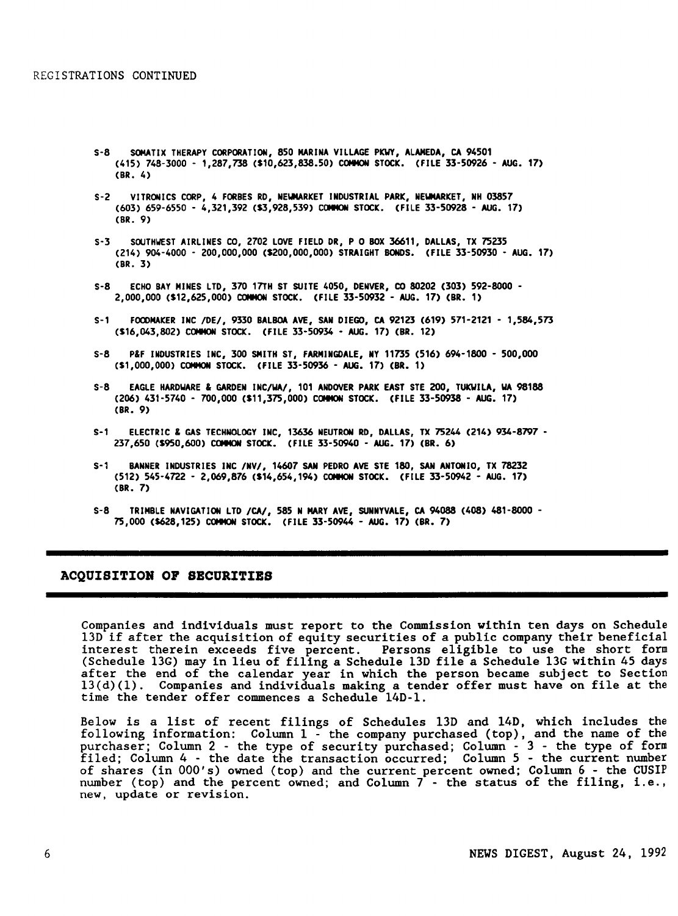REGISTRATIONS CONTINUED

S-8 SOMATIX THERAPY CORPORATION, 850 MARINA VILLAGE PKWY, ALAMEDA, CA 94501 (415) 748-3000 - 1,287,738 ($10,623,838.50) COMMON STOCK. (FILE 33-50926 - AUG. 17) (BR. 4)

S-2 VITRONICS CORP, 4 FORBES RD, NEWMARKET INDUSTRIAL PARK, NEWMARKET, NH 03857 (603) 659-6550 - 4,321,392 ($3,928,539) COMMON STOCK. (FILE 33-50928 - AUG. 17) (BR. 9)

S-3 SOUTHWEST AIRLINES CO, 2702 LOVE FIELD DR, P O BOX 36611, DALLAS, TX 75235 (214) 904-4000 - 200,000,000 ($200,000,000) STRAIGHT BONDS. (FILE 33-50930 - AUG. 17) (BR. 3)

S-8 ECHO BAY MINES LTD, 370 17TH ST SUITE 4050, DENVER, CO 80202 (303) 592-8000 - 2,000,000 ($12,625,000) COMMON STOCK. (FILE 33-50932 - AUG. 17) (BR. 1)

S-1 FOODMAKER INC /DE/, 9330 BALBOA AVE, SAN DIEGO, CA 92123 (619) 571-2121 - 1,584,573 ($16,043,802) COMMON STOCK. (FILE 33-50934 - AUG. 17) (BR. 12)

S-8 P&F INDUSTRIES INC, 300 SMITH ST, FARMINGDALE, NY 11735 (516) 694-1800 - 500,000 ($1,000,000) COMMON STOCK. (FILE 33-50936 - AUG. 17) (BR. 1)

S-8 EAGLE HARDWARE & GARDEN INC/WA/, 101 ANDOVER PARK EAST STE 200, TUKWILA, WA 98188 (206) 431-5740 - 700,000 ($11,375,000) COMMON STOCK. (FILE 33-50938 - AUG. 17) (BR. 9)

S-1 ELECTRIC & GAS TECHNOLOGY INC, 13636 NEUTRON RD, DALLAS, TX 75244 (214) 934-8797 - 237,650 ($950,600) COMMON STOCK. (FILE 33-50940 - AUG. 17) (BR. 6)

S-1 BANNER INDUSTRIES INC /NV/, 14607 SAN PEDRO AVE STE 180, SAN ANTONIO, TX 78232 (512) 545-4722 - 2,069,876 ($14,654,194) COMMON STOCK. (FILE 33-50942 - AUG. 17) (BR. 7)

S-8 TRIMBLE NAVIGATION LTD /CA/, 585 N MARY AVE, SUNNYVALE, CA 94088 (408) 481-8000 - 75,000 ($628,125) COMMON STOCK. (FILE 33-50944 - AUG. 17) (BR. 7)

## ACQUISITION OF SECURITIES

Companies and individuals must report to the Commission within ten days on Schedule 13D if after the acquisition of equity securities of a public company their beneficial interest therein exceeds five percent. Persons eligible to use the short form (Schedule 13G) may in lieu of filing a Schedule 13D file a Schedule 13G within 45 days after the end of the calendar year in which the person became subject to Section 13(d)(1). Companies and individuals making a tender offer must have on file at the time the tender offer commences a Schedule 14D-1.

Below is a list of recent filings of Schedules 13D and 14D, which includes the following information: Column 1 - the company purchased (top), and the name of the purchaser; Column 2 - the type of security purchased; Column - 3 - the type of form filed; Column 4 - the date the transaction occurred; Column 5 - the current number of shares (in 000's) owned (top) and the current percent owned; Column 6 - the CUSIP number (top) and the percent owned; and Column 7 - the status of the filing, i.e., new, update or revision.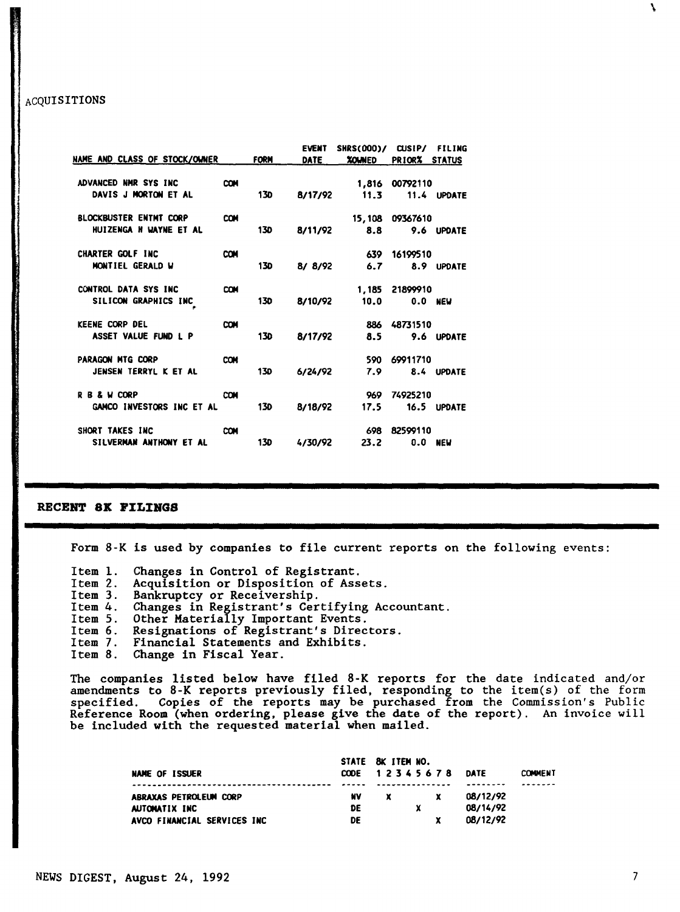ACQUISITIONS

| NAME AND CLASS OF STOCK/OWNER | | FORM | EVENT DATE | SHRS(000)/ %OWNED | CUSIP/ PRIOR% | FILING STATUS |
|---|---|---|---|---|---|---|
| ADVANCED NMR SYS INC | COM | | | 1,816 | 00792110 | |
| DAVIS J MORTON ET AL | | 13D | 8/17/92 | 11.3 | 11.4 | UPDATE |
| BLOCKBUSTER ENTMT CORP | COM | | | 15,108 | 09367610 | |
| HUIZENGA H WAYNE ET AL | | 13D | 8/11/92 | 8.8 | 9.6 | UPDATE |
| CHARTER GOLF INC | COM | | | 639 | 16199510 | |
| MONTIEL GERALD W | | 13D | 8/ 8/92 | 6.7 | 8.9 | UPDATE |
| CONTROL DATA SYS INC | COM | | | 1,185 | 21899910 | |
| SILICON GRAPHICS INC | | 13D | 8/10/92 | 10.0 | 0.0 | NEW |
| KEENE CORP DEL | COM | | | 886 | 48731510 | |
| ASSET VALUE FUND L P | | 13D | 8/17/92 | 8.5 | 9.6 | UPDATE |
| PARAGON MTG CORP | COM | | | 590 | 69911710 | |
| JENSEN TERRYL K ET AL | | 13D | 6/24/92 | 7.9 | 8.4 | UPDATE |
| R B & W CORP | COM | | | 969 | 74925210 | |
| GAMCO INVESTORS INC ET AL | | 13D | 8/18/92 | 17.5 | 16.5 | UPDATE |
| SHORT TAKES INC | COM | | | 698 | 82599110 | |
| SILVERMAN ANTHONY ET AL | | 13D | 4/30/92 | 23.2 | 0.0 | NEW |

## RECENT 8K FILINGS

Form 8-K is used by companies to file current reports on the following events:

Item 1. Changes in Control of Registrant.
Item 2. Acquisition or Disposition of Assets.
Item 3. Bankruptcy or Receivership.
Item 4. Changes in Registrant's Certifying Accountant.
Item 5. Other Materially Important Events.
Item 6. Resignations of Registrant's Directors.
Item 7. Financial Statements and Exhibits.
Item 8. Change in Fiscal Year.

The companies listed below have filed 8-K reports for the date indicated and/or amendments to 8-K reports previously filed, responding to the item(s) of the form specified. Copies of the reports may be purchased from the Commission's Public Reference Room (when ordering, please give the date of the report). An invoice will be included with the requested material when mailed.

| NAME OF ISSUER | STATE CODE | 1 | 2 | 3 | 4 | 5 | 6 | 7 | 8 | DATE | COMMENT |
|---|---|---|---|---|---|---|---|---|---|---|---|
| ABRAXAS PETROLEUM CORP | NV | | X | | | | | X | | 08/12/92 | |
| AUTOMATIX INC | DE | | | | | X | | | | 08/14/92 | |
| AVCO FINANCIAL SERVICES INC | DE | | | | | | | X | | 08/12/92 | |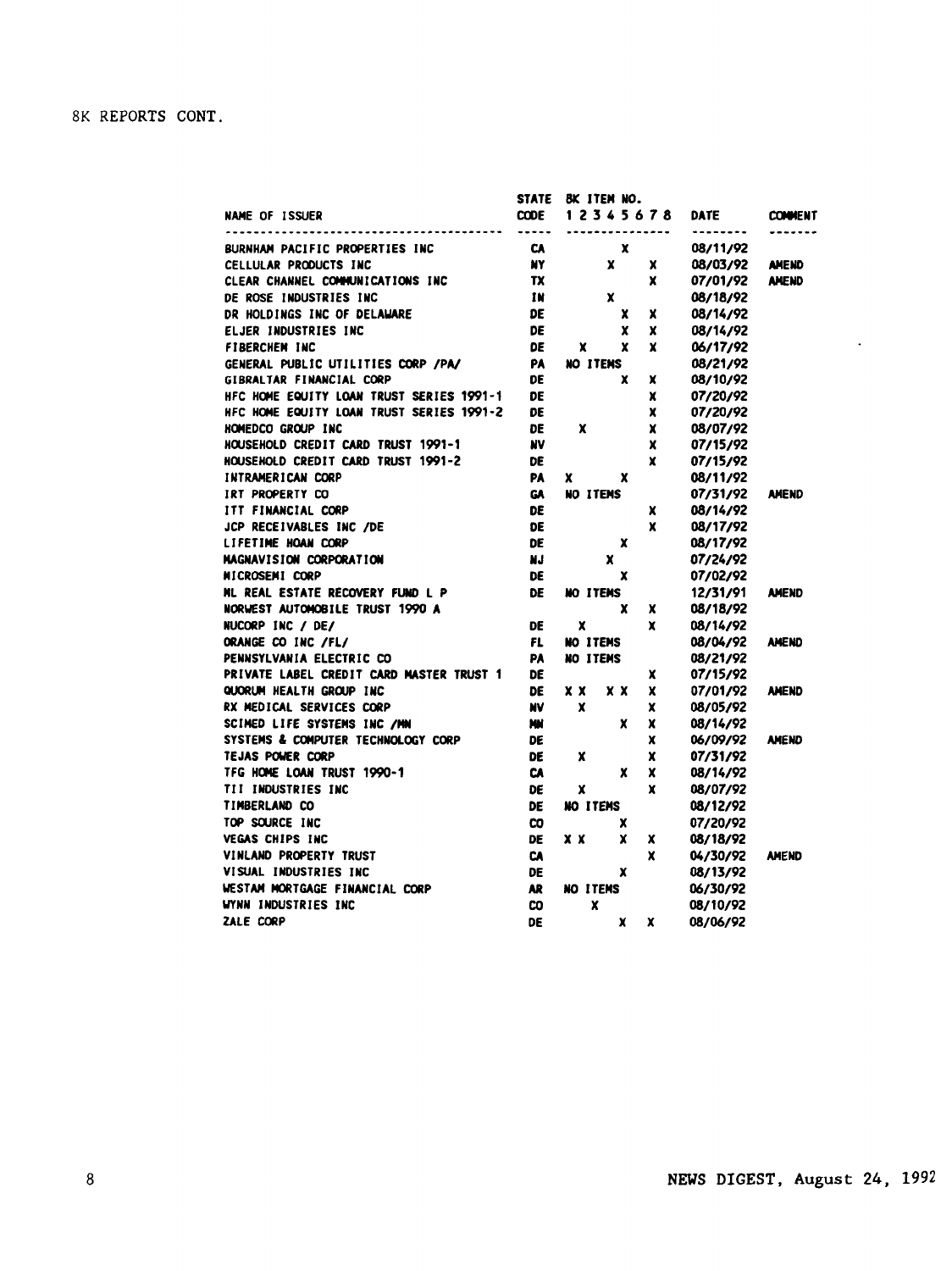8K REPORTS CONT.

| NAME OF ISSUER | STATE CODE | 8K ITEM NO. 1 | 2 | 3 | 4 | 5 | 6 | 7 | 8 | DATE | COMMENT |
|---|---|---|---|---|---|---|---|---|---|---|---|
| BURNHAM PACIFIC PROPERTIES INC | CA | | | | | X | | | | 08/11/92 | |
| CELLULAR PRODUCTS INC | NY | | | | X | | | X | | 08/03/92 | AMEND |
| CLEAR CHANNEL COMMUNICATIONS INC | TX | | | | | | | X | | 07/01/92 | AMEND |
| DE ROSE INDUSTRIES INC | IN | | | | X | | | | | 08/18/92 | |
| DR HOLDINGS INC OF DELAWARE | DE | | | | | X | | X | | 08/14/92 | |
| ELJER INDUSTRIES INC | DE | | | | | X | | X | | 08/14/92 | |
| FIBERCHEM INC | DE | | X | | | X | | X | | 06/17/92 | |
| GENERAL PUBLIC UTILITIES CORP /PA/ | PA | NO ITEMS | | | | | | | | 08/21/92 | |
| GIBRALTAR FINANCIAL CORP | DE | | | | | X | | X | | 08/10/92 | |
| HFC HOME EQUITY LOAN TRUST SERIES 1991-1 | DE | | | | | | | X | | 07/20/92 | |
| HFC HOME EQUITY LOAN TRUST SERIES 1991-2 | DE | | | | | | | X | | 07/20/92 | |
| HOMEDCO GROUP INC | DE | | X | | | | | X | | 08/07/92 | |
| HOUSEHOLD CREDIT CARD TRUST 1991-1 | NV | | | | | | | X | | 07/15/92 | |
| HOUSEHOLD CREDIT CARD TRUST 1991-2 | DE | | | | | | | X | | 07/15/92 | |
| INTRAMERICAN CORP | PA | X | | | X | | | | | 08/11/92 | |
| IRT PROPERTY CO | GA | NO ITEMS | | | | | | | | 07/31/92 | AMEND |
| ITT FINANCIAL CORP | DE | | | | | | | X | | 08/14/92 | |
| JCP RECEIVABLES INC /DE | DE | | | | | | | X | | 08/17/92 | |
| LIFETIME HOAN CORP | DE | | | | | X | | | | 08/17/92 | |
| MAGNAVISION CORPORATION | NJ | | | | X | | | | | 07/24/92 | |
| MICROSEMI CORP | DE | | | | | X | | | | 07/02/92 | |
| ML REAL ESTATE RECOVERY FUND L P | DE | NO ITEMS | | | | | | | | 12/31/91 | AMEND |
| NORWEST AUTOMOBILE TRUST 1990 A | | | | | | X | | X | | 08/18/92 | |
| NUCORP INC / DE/ | DE | | X | | | | | X | | 08/14/92 | |
| ORANGE CO INC /FL/ | FL | NO ITEMS | | | | | | | | 08/04/92 | AMEND |
| PENNSYLVANIA ELECTRIC CO | PA | NO ITEMS | | | | | | | | 08/21/92 | |
| PRIVATE LABEL CREDIT CARD MASTER TRUST 1 | DE | | | | | | | X | | 07/15/92 | |
| QUORUM HEALTH GROUP INC | DE | X | X | | X | X | | X | | 07/01/92 | AMEND |
| RX MEDICAL SERVICES CORP | NV | | X | | | | | X | | 08/05/92 | |
| SCIMED LIFE SYSTEMS INC /MN | MN | | | | | X | | X | | 08/14/92 | |
| SYSTEMS & COMPUTER TECHNOLOGY CORP | DE | | | | | | | X | | 06/09/92 | AMEND |
| TEJAS POWER CORP | DE | | X | | | | | X | | 07/31/92 | |
| TFG HOME LOAN TRUST 1990-1 | CA | | | | | X | | X | | 08/14/92 | |
| TII INDUSTRIES INC | DE | | X | | | | | X | | 08/07/92 | |
| TIMBERLAND CO | DE | NO ITEMS | | | | | | | | 08/12/92 | |
| TOP SOURCE INC | CO | | | | X | | | | | 07/20/92 | |
| VEGAS CHIPS INC | DE | X | X | | | X | | X | | 08/18/92 | |
| VINLAND PROPERTY TRUST | CA | | | | | | | X | | 04/30/92 | AMEND |
| VISUAL INDUSTRIES INC | DE | | | | | X | | | | 08/13/92 | |
| WESTAM MORTGAGE FINANCIAL CORP | AR | NO ITEMS | | | | | | | | 06/30/92 | |
| WYNN INDUSTRIES INC | CO | | | X | | | | | | 08/10/92 | |
| ZALE CORP | DE | | | | | X | | X | | 08/06/92 | |